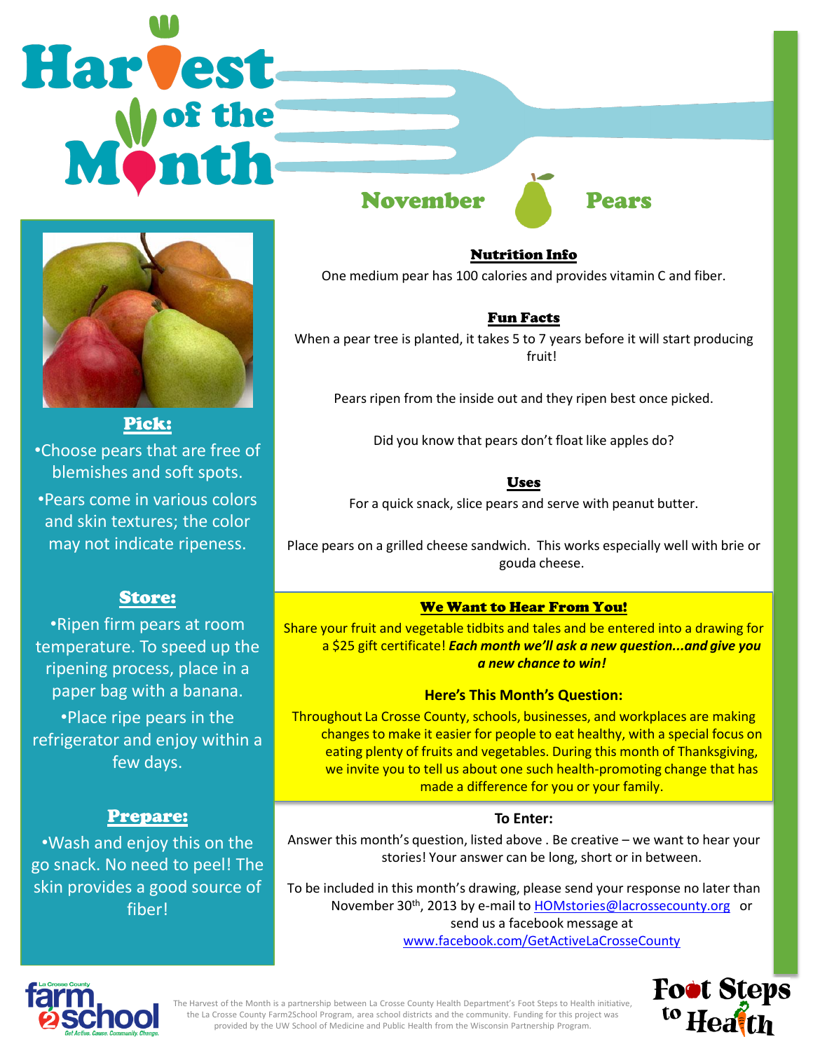# Harvest of the Month

## November — Pears

### Nutrition Info

One medium pear has 100 calories and provides vitamin C and fiber.

### Fun Facts

When a pear tree is planted, it takes 5 to 7 years before it will start producing fruit!

Pears ripen from the inside out and they ripen best once picked.

Did you know that pears don't float like apples do?

### Uses

For a quick snack, slice pears and serve with peanut butter.

Place pears on a grilled cheese sandwich. This works especially well with brie or gouda cheese.

### Pick:

- Choose pears that are free of blemishes and soft spots.
- Pears come in various colors and skin textures; the color may not indicate ripeness.

### Store:

- Ripen firm pears at room temperature. To speed up the ripening process, place in a paper bag with a banana.
- Place ripe pears in the refrigerator and enjoy within a few days.

### Prepare:

- Wash and enjoy this on the go snack. No need to peel! The skin provides a good source of fiber!

### We Want to Hear From You!

Share your fruit and vegetable tidbits and tales and be entered into a drawing for a $25 gift certificate! ***Each month we'll ask a new question...and give you a new chance to win!***

**Here's This Month's Question:**

Throughout La Crosse County, schools, businesses, and workplaces are making changes to make it easier for people to eat healthy, with a special focus on eating plenty of fruits and vegetables. During this month of Thanksgiving, we invite you to tell us about one such health-promoting change that has made a difference for you or your family.

**To Enter:**

Answer this month's question, listed above . Be creative – we want to hear your stories! Your answer can be long, short or in between.

To be included in this month's drawing, please send your response no later than November 30th, 2013 by e-mail to HOMstories@lacrossecounty.org or send us a facebook message at www.facebook.com/GetActiveLaCrosseCounty

La Crosse County farm2school — Get Active. Cause. Community. Change.

The Harvest of the Month is a partnership between La Crosse County Health Department's Foot Steps to Health initiative, the La Crosse County Farm2School Program, area school districts and the community. Funding for this project was provided by the UW School of Medicine and Public Health from the Wisconsin Partnership Program.

Foot Steps to Health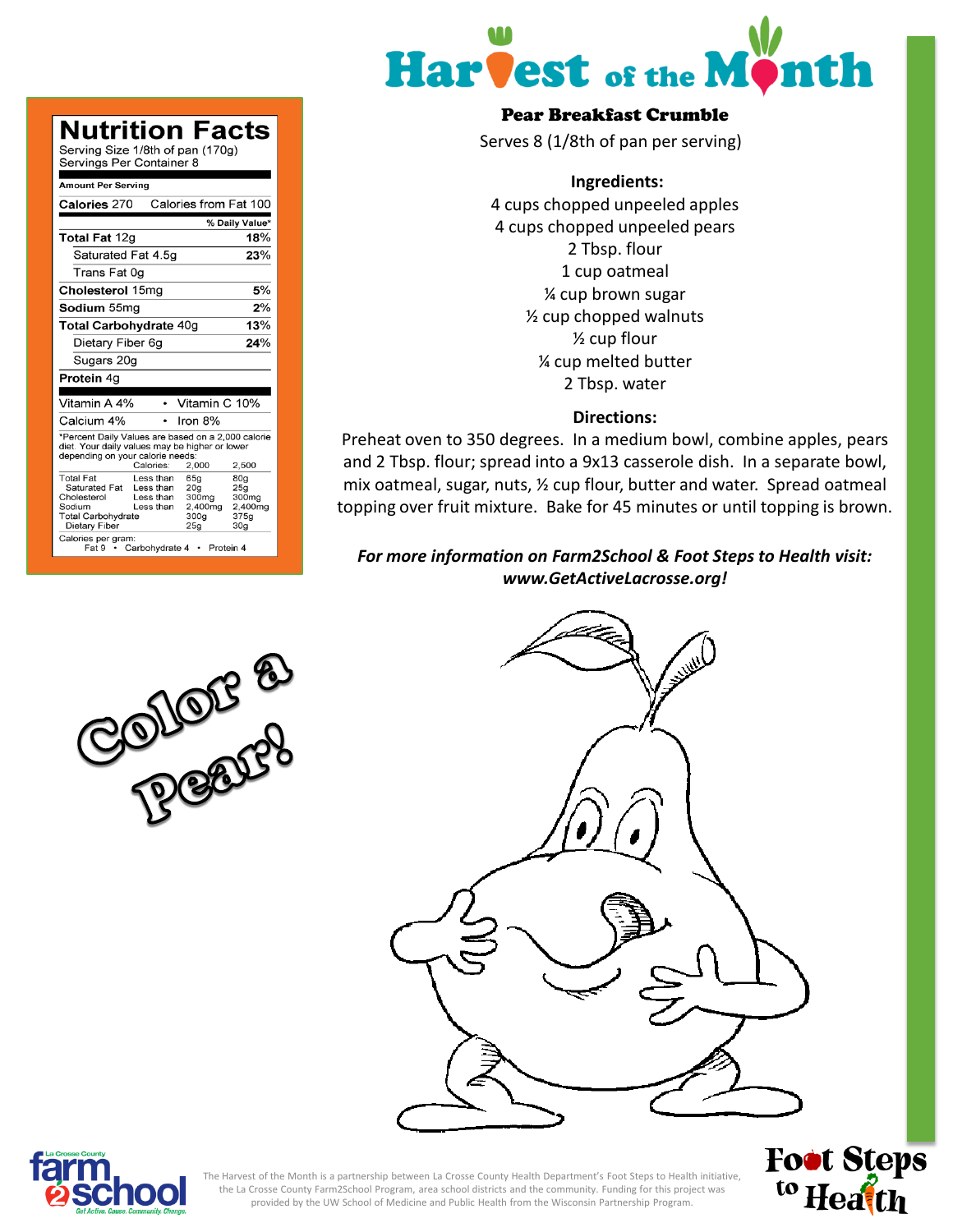# Harvest of the Month

## Pear Breakfast Crumble

Serves 8 (1/8th of pan per serving)

### Nutrition Facts

Serving Size 1/8th of pan (170g)
Servings Per Container 8

| Amount Per Serving | |
|---|---|
| Calories 270 | Calories from Fat 100 |
| | % Daily Value* |
| **Total Fat** 12g | 18% |
| Saturated Fat 4.5g | 23% |
| Trans Fat 0g | |
| **Cholesterol** 15mg | 5% |
| **Sodium** 55mg | 2% |
| **Total Carbohydrate** 40g | 13% |
| Dietary Fiber 6g | 24% |
| Sugars 20g | |
| **Protein** 4g | |
| Vitamin A 4% | Vitamin C 10% |
| Calcium 4% | Iron 8% |

*Percent Daily Values are based on a 2,000 calorie diet. Your daily values may be higher or lower depending on your calorie needs:

| | | Calories: 2,000 | 2,500 |
|---|---|---|---|
| Total Fat | Less than | 65g | 80g |
| Saturated Fat | Less than | 20g | 25g |
| Cholesterol | Less than | 300mg | 300mg |
| Sodium | Less than | 2,400mg | 2,400mg |
| Total Carbohydrate | | 300g | 375g |
| Dietary Fiber | | 25g | 30g |

Calories per gram:
Fat 9 • Carbohydrate 4 • Protein 4

### Ingredients:

- 4 cups chopped unpeeled apples
- 4 cups chopped unpeeled pears
- 2 Tbsp. flour
- 1 cup oatmeal
- ¼ cup brown sugar
- ½ cup chopped walnuts
- ½ cup flour
- ¼ cup melted butter
- 2 Tbsp. water

### Directions:

Preheat oven to 350 degrees. In a medium bowl, combine apples, pears and 2 Tbsp. flour; spread into a 9x13 casserole dish. In a separate bowl, mix oatmeal, sugar, nuts, ½ cup flour, butter and water. Spread oatmeal topping over fruit mixture. Bake for 45 minutes or until topping is brown.

***For more information on Farm2School & Foot Steps to Health visit: www.GetActiveLacrosse.org!***

Color a Pear!

La Crosse County farm 2 school — Get Active. Cause. Community. Change.

The Harvest of the Month is a partnership between La Crosse County Health Department's Foot Steps to Health initiative, the La Crosse County Farm2School Program, area school districts and the community. Funding for this project was provided by the UW School of Medicine and Public Health from the Wisconsin Partnership Program.

Foot Steps to Health